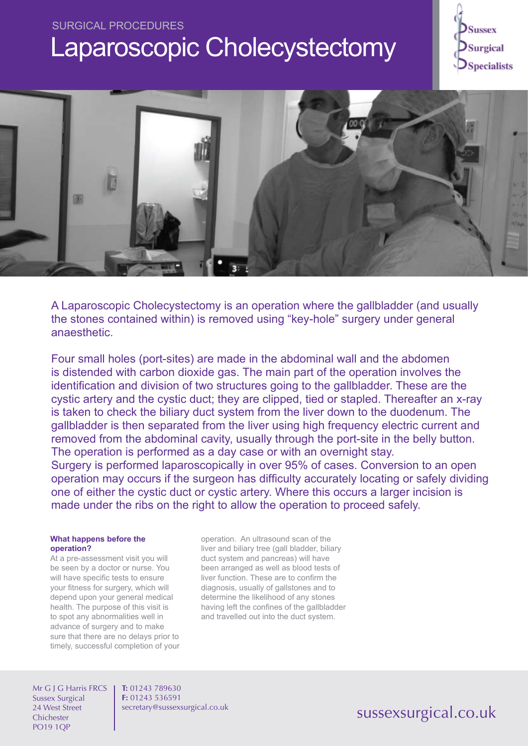SURGICAL PROCEDURES

# Laparoscopic Cholecystectomy

Sussex Surgical Specialists

A Laparoscopic Cholecystectomy is an operation where the gallbladder (and usually the stones contained within) is removed using "key-hole" surgery under general anaesthetic.

Four small holes (port-sites) are made in the abdominal wall and the abdomen is distended with carbon dioxide gas. The main part of the operation involves the identification and division of two structures going to the gallbladder. These are the cystic artery and the cystic duct; they are clipped, tied or stapled. Thereafter an x-ray is taken to check the biliary duct system from the liver down to the duodenum. The gallbladder is then separated from the liver using high frequency electric current and removed from the abdominal cavity, usually through the port-site in the belly button. The operation is performed as a day case or with an overnight stay.
Surgery is performed laparoscopically in over 95% of cases. Conversion to an open operation may occurs if the surgeon has difficulty accurately locating or safely dividing one of either the cystic duct or cystic artery. Where this occurs a larger incision is made under the ribs on the right to allow the operation to proceed safely.

### What happens before the operation?

At a pre-assessment visit you will be seen by a doctor or nurse. You will have specific tests to ensure your fitness for surgery, which will depend upon your general medical health. The purpose of this visit is to spot any abnormalities well in advance of surgery and to make sure that there are no delays prior to timely, successful completion of your operation. An ultrasound scan of the liver and biliary tree (gall bladder, biliary duct system and pancreas) will have been arranged as well as blood tests of liver function. These are to confirm the diagnosis, usually of gallstones and to determine the likelihood of any stones having left the confines of the gallbladder and travelled out into the duct system.

Mr G J G Harris FRCS
Sussex Surgical
24 West Street
Chichester
PO19 1QP

**T:** 01243 789630
**F:** 01243 536591
secretary@sussexsurgical.co.uk

sussexsurgical.co.uk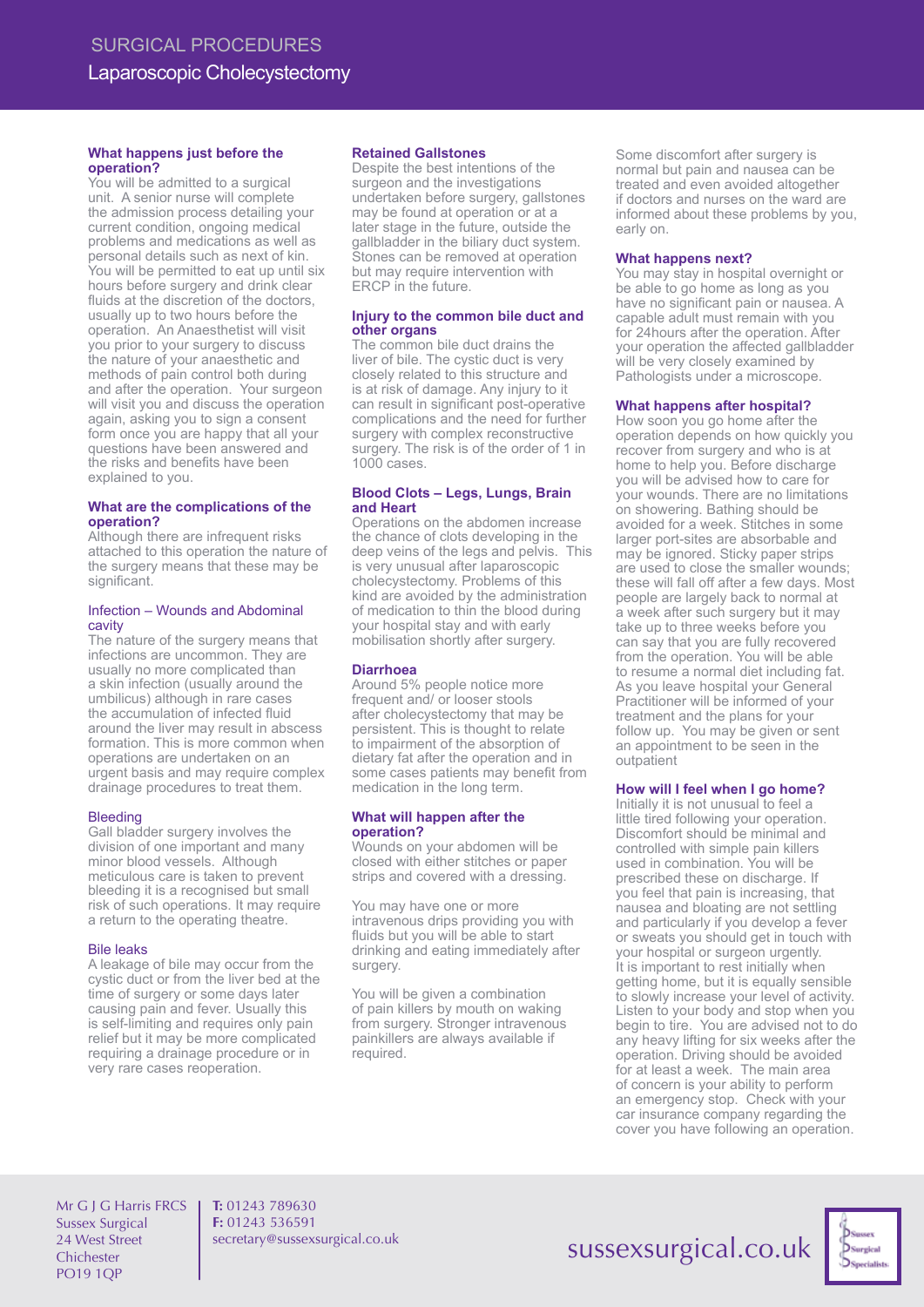SURGICAL PROCEDURES

# Laparoscopic Cholecystectomy

## What happens just before the operation?

You will be admitted to a surgical unit. A senior nurse will complete the admission process detailing your current condition, ongoing medical problems and medications as well as personal details such as next of kin. You will be permitted to eat up until six hours before surgery and drink clear fluids at the discretion of the doctors, usually up to two hours before the operation. An Anaesthetist will visit you prior to your surgery to discuss the nature of your anaesthetic and methods of pain control both during and after the operation. Your surgeon will visit you and discuss the operation again, asking you to sign a consent form once you are happy that all your questions have been answered and the risks and benefits have been explained to you.

## What are the complications of the operation?

Although there are infrequent risks attached to this operation the nature of the surgery means that these may be significant.

### Infection – Wounds and Abdominal cavity

The nature of the surgery means that infections are uncommon. They are usually no more complicated than a skin infection (usually around the umbilicus) although in rare cases the accumulation of infected fluid around the liver may result in abscess formation. This is more common when operations are undertaken on an urgent basis and may require complex drainage procedures to treat them.

### Bleeding

Gall bladder surgery involves the division of one important and many minor blood vessels. Although meticulous care is taken to prevent bleeding it is a recognised but small risk of such operations. It may require a return to the operating theatre.

### Bile leaks

A leakage of bile may occur from the cystic duct or from the liver bed at the time of surgery or some days later causing pain and fever. Usually this is self-limiting and requires only pain relief but it may be more complicated requiring a drainage procedure or in very rare cases reoperation.

### Retained Gallstones

Despite the best intentions of the surgeon and the investigations undertaken before surgery, gallstones may be found at operation or at a later stage in the future, outside the gallbladder in the biliary duct system. Stones can be removed at operation but may require intervention with ERCP in the future.

### Injury to the common bile duct and other organs

The common bile duct drains the liver of bile. The cystic duct is very closely related to this structure and is at risk of damage. Any injury to it can result in significant post-operative complications and the need for further surgery with complex reconstructive surgery. The risk is of the order of 1 in 1000 cases.

### Blood Clots – Legs, Lungs, Brain and Heart

Operations on the abdomen increase the chance of clots developing in the deep veins of the legs and pelvis. This is very unusual after laparoscopic cholecystectomy. Problems of this kind are avoided by the administration of medication to thin the blood during your hospital stay and with early mobilisation shortly after surgery.

### Diarrhoea

Around 5% people notice more frequent and/ or looser stools after cholecystectomy that may be persistent. This is thought to relate to impairment of the absorption of dietary fat after the operation and in some cases patients may benefit from medication in the long term.

## What will happen after the operation?

Wounds on your abdomen will be closed with either stitches or paper strips and covered with a dressing.

You may have one or more intravenous drips providing you with fluids but you will be able to start drinking and eating immediately after surgery.

You will be given a combination of pain killers by mouth on waking from surgery. Stronger intravenous painkillers are always available if required.

Some discomfort after surgery is normal but pain and nausea can be treated and even avoided altogether if doctors and nurses on the ward are informed about these problems by you, early on.

## What happens next?

You may stay in hospital overnight or be able to go home as long as you have no significant pain or nausea. A capable adult must remain with you for 24hours after the operation. After your operation the affected gallbladder will be very closely examined by Pathologists under a microscope.

## What happens after hospital?

How soon you go home after the operation depends on how quickly you recover from surgery and who is at home to help you. Before discharge you will be advised how to care for your wounds. There are no limitations on showering. Bathing should be avoided for a week. Stitches in some larger port-sites are absorbable and may be ignored. Sticky paper strips are used to close the smaller wounds; these will fall off after a few days. Most people are largely back to normal at a week after such surgery but it may take up to three weeks before you can say that you are fully recovered from the operation. You will be able to resume a normal diet including fat. As you leave hospital your General Practitioner will be informed of your treatment and the plans for your follow up. You may be given or sent an appointment to be seen in the outpatient

## How will I feel when I go home?

Initially it is not unusual to feel a little tired following your operation. Discomfort should be minimal and controlled with simple pain killers used in combination. You will be prescribed these on discharge. If you feel that pain is increasing, that nausea and bloating are not settling and particularly if you develop a fever or sweats you should get in touch with your hospital or surgeon urgently. It is important to rest initially when getting home, but it is equally sensible to slowly increase your level of activity. Listen to your body and stop when you begin to tire. You are advised not to do any heavy lifting for six weeks after the operation. Driving should be avoided for at least a week. The main area of concern is your ability to perform an emergency stop. Check with your car insurance company regarding the cover you have following an operation.

Mr G J G Harris FRCS
Sussex Surgical
24 West Street
Chichester
PO19 1QP

**T:** 01243 789630
**F:** 01243 536591
secretary@sussexsurgical.co.uk

sussexsurgical.co.uk